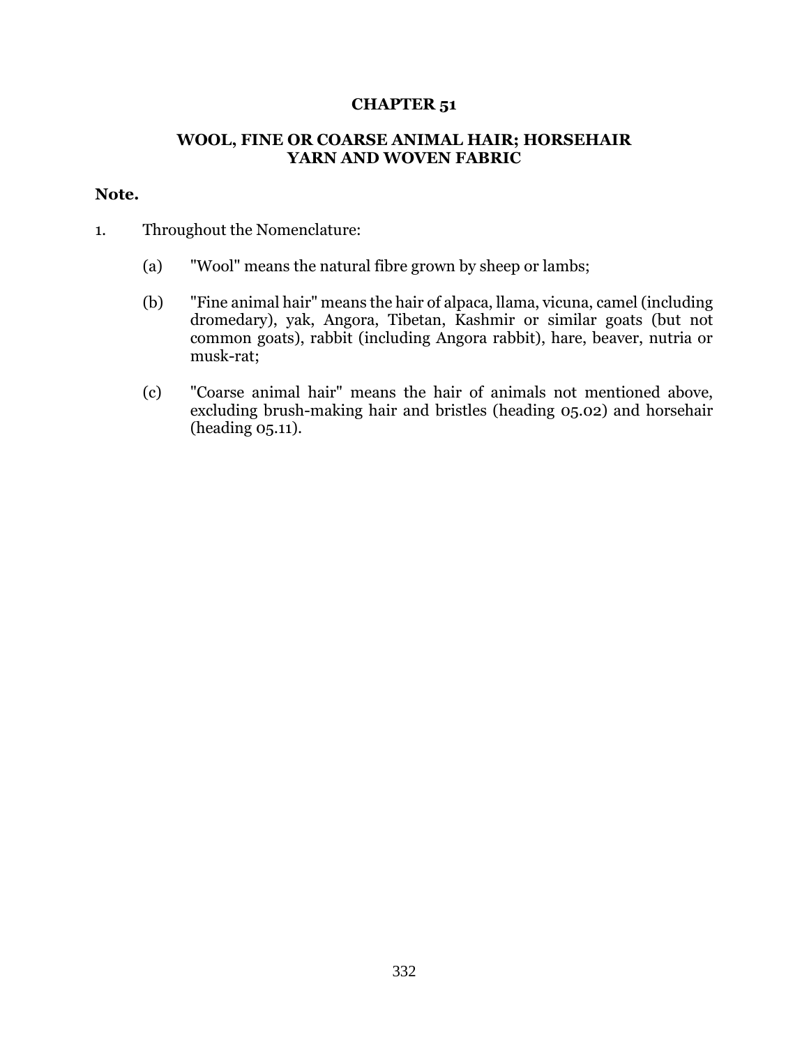# CHAPTER 51

## WOOL, FINE OR COARSE ANIMAL HAIR; HORSEHAIR YARN AND WOVEN FABRIC

**Note.**

1. Throughout the Nomenclature:

   (a) "Wool" means the natural fibre grown by sheep or lambs;

   (b) "Fine animal hair" means the hair of alpaca, llama, vicuna, camel (including dromedary), yak, Angora, Tibetan, Kashmir or similar goats (but not common goats), rabbit (including Angora rabbit), hare, beaver, nutria or musk-rat;

   (c) "Coarse animal hair" means the hair of animals not mentioned above, excluding brush-making hair and bristles (heading 05.02) and horsehair (heading 05.11).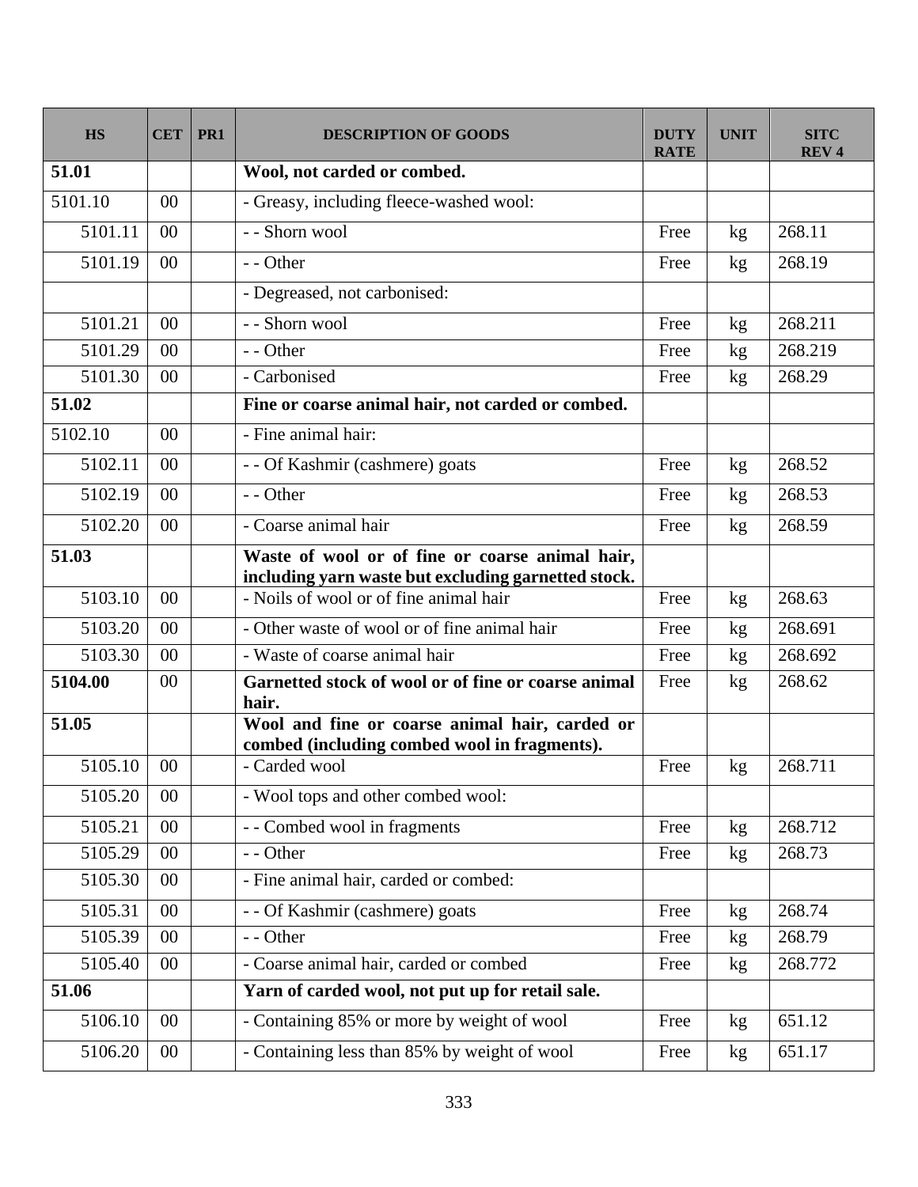| HS | CET | PR1 | DESCRIPTION OF GOODS | DUTY RATE | UNIT | SITC REV 4 |
|---|---|---|---|---|---|---|
| **51.01** | | | **Wool, not carded or combed.** | | | |
| 5101.10 | 00 | | - Greasy, including fleece-washed wool: | | | |
| 5101.11 | 00 | | - - Shorn wool | Free | kg | 268.11 |
| 5101.19 | 00 | | - - Other | Free | kg | 268.19 |
| | | | - Degreased, not carbonised: | | | |
| 5101.21 | 00 | | - - Shorn wool | Free | kg | 268.211 |
| 5101.29 | 00 | | - - Other | Free | kg | 268.219 |
| 5101.30 | 00 | | - Carbonised | Free | kg | 268.29 |
| **51.02** | | | **Fine or coarse animal hair, not carded or combed.** | | | |
| 5102.10 | 00 | | - Fine animal hair: | | | |
| 5102.11 | 00 | | - - Of Kashmir (cashmere) goats | Free | kg | 268.52 |
| 5102.19 | 00 | | - - Other | Free | kg | 268.53 |
| 5102.20 | 00 | | - Coarse animal hair | Free | kg | 268.59 |
| **51.03** | | | **Waste of wool or of fine or coarse animal hair, including yarn waste but excluding garnetted stock.** | | | |
| 5103.10 | 00 | | - Noils of wool or of fine animal hair | Free | kg | 268.63 |
| 5103.20 | 00 | | - Other waste of wool or of fine animal hair | Free | kg | 268.691 |
| 5103.30 | 00 | | - Waste of coarse animal hair | Free | kg | 268.692 |
| **5104.00** | 00 | | **Garnetted stock of wool or of fine or coarse animal hair.** | Free | kg | 268.62 |
| **51.05** | | | **Wool and fine or coarse animal hair, carded or combed (including combed wool in fragments).** | | | |
| 5105.10 | 00 | | - Carded wool | Free | kg | 268.711 |
| 5105.20 | 00 | | - Wool tops and other combed wool: | | | |
| 5105.21 | 00 | | - - Combed wool in fragments | Free | kg | 268.712 |
| 5105.29 | 00 | | - - Other | Free | kg | 268.73 |
| 5105.30 | 00 | | - Fine animal hair, carded or combed: | | | |
| 5105.31 | 00 | | - - Of Kashmir (cashmere) goats | Free | kg | 268.74 |
| 5105.39 | 00 | | - - Other | Free | kg | 268.79 |
| 5105.40 | 00 | | - Coarse animal hair, carded or combed | Free | kg | 268.772 |
| **51.06** | | | **Yarn of carded wool, not put up for retail sale.** | | | |
| 5106.10 | 00 | | - Containing 85% or more by weight of wool | Free | kg | 651.12 |
| 5106.20 | 00 | | - Containing less than 85% by weight of wool | Free | kg | 651.17 |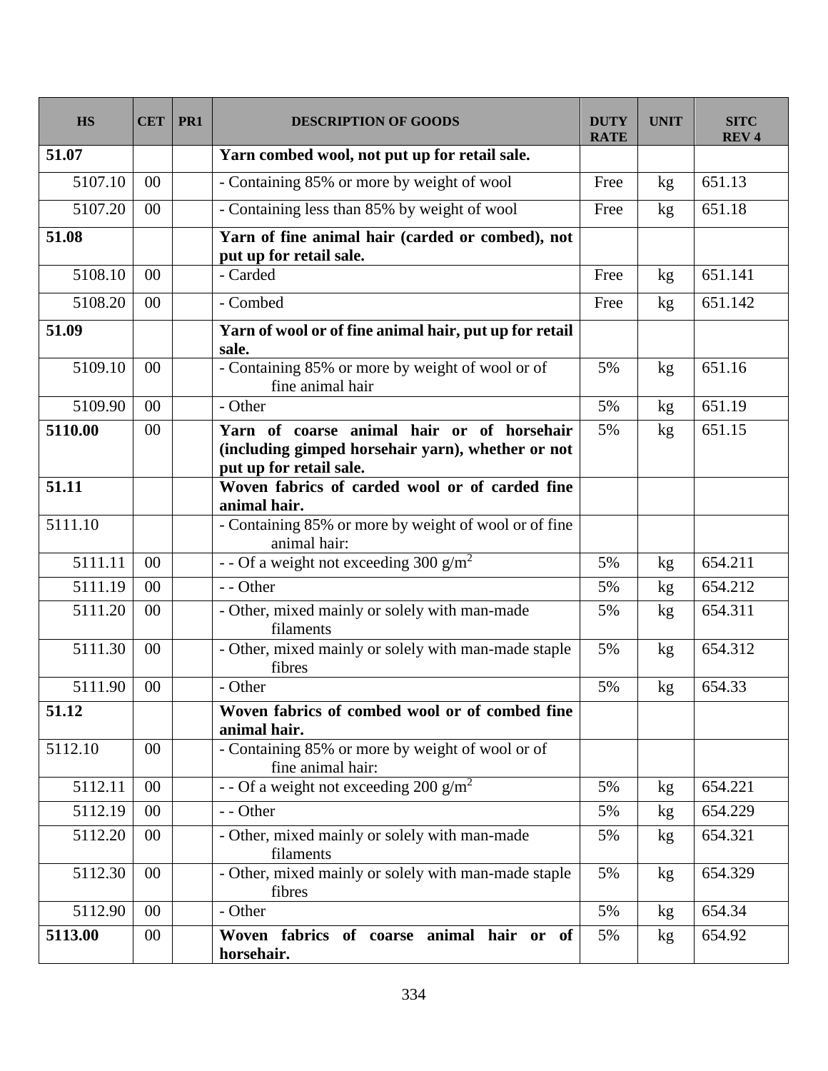| HS | CET | PR1 | DESCRIPTION OF GOODS | DUTY RATE | UNIT | SITC REV 4 |
|---|---|---|---|---|---|---|
| **51.07** | | | **Yarn combed wool, not put up for retail sale.** | | | |
| 5107.10 | 00 | | - Containing 85% or more by weight of wool | Free | kg | 651.13 |
| 5107.20 | 00 | | - Containing less than 85% by weight of wool | Free | kg | 651.18 |
| **51.08** | | | **Yarn of fine animal hair (carded or combed), not put up for retail sale.** | | | |
| 5108.10 | 00 | | - Carded | Free | kg | 651.141 |
| 5108.20 | 00 | | - Combed | Free | kg | 651.142 |
| **51.09** | | | **Yarn of wool or of fine animal hair, put up for retail sale.** | | | |
| 5109.10 | 00 | | - Containing 85% or more by weight of wool or of fine animal hair | 5% | kg | 651.16 |
| 5109.90 | 00 | | - Other | 5% | kg | 651.19 |
| **5110.00** | 00 | | **Yarn of coarse animal hair or of horsehair (including gimped horsehair yarn), whether or not put up for retail sale.** | 5% | kg | 651.15 |
| **51.11** | | | **Woven fabrics of carded wool or of carded fine animal hair.** | | | |
| 5111.10 | | | - Containing 85% or more by weight of wool or of fine animal hair: | | | |
| 5111.11 | 00 | | - - Of a weight not exceeding 300 g/m$^2$ | 5% | kg | 654.211 |
| 5111.19 | 00 | | - - Other | 5% | kg | 654.212 |
| 5111.20 | 00 | | - Other, mixed mainly or solely with man-made filaments | 5% | kg | 654.311 |
| 5111.30 | 00 | | - Other, mixed mainly or solely with man-made staple fibres | 5% | kg | 654.312 |
| 5111.90 | 00 | | - Other | 5% | kg | 654.33 |
| **51.12** | | | **Woven fabrics of combed wool or of combed fine animal hair.** | | | |
| 5112.10 | 00 | | - Containing 85% or more by weight of wool or of fine animal hair: | | | |
| 5112.11 | 00 | | - - Of a weight not exceeding 200 g/m$^2$ | 5% | kg | 654.221 |
| 5112.19 | 00 | | - - Other | 5% | kg | 654.229 |
| 5112.20 | 00 | | - Other, mixed mainly or solely with man-made filaments | 5% | kg | 654.321 |
| 5112.30 | 00 | | - Other, mixed mainly or solely with man-made staple fibres | 5% | kg | 654.329 |
| 5112.90 | 00 | | - Other | 5% | kg | 654.34 |
| **5113.00** | 00 | | **Woven fabrics of coarse animal hair or of horsehair.** | 5% | kg | 654.92 |